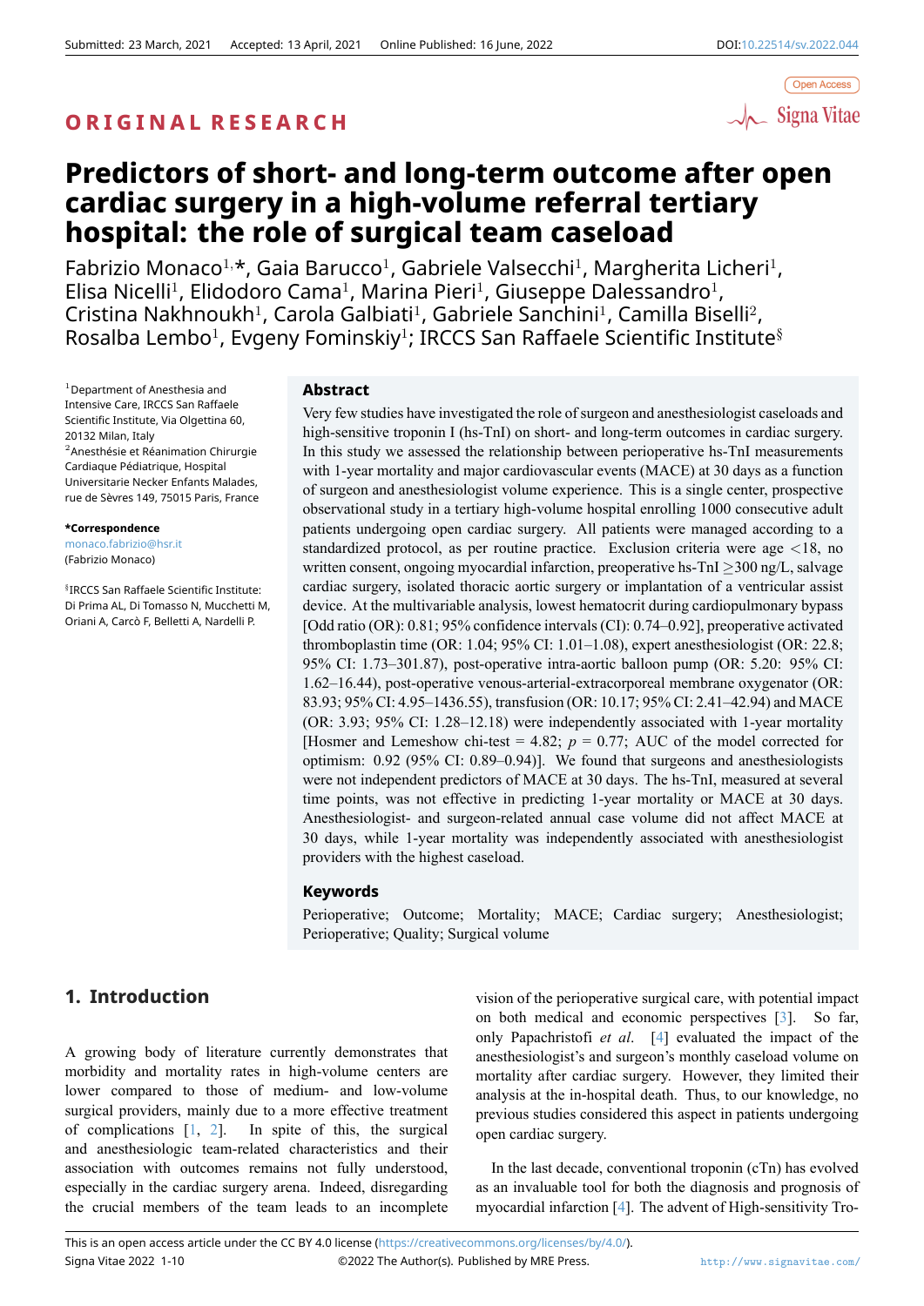Submitted: 23 March, 2021 Accepted: 13 April, 2021 Online Published: 16 June, 2022 DOI:10.22514/sv.2022.044

Open Access

ORIGINAL RESEARCH

# Predictors of short- and long-term outcome after open cardiac surgery in a high-volume referral tertiary hospital: the role of surgical team caseload

Fabrizio Monaco[1,]*, Gaia Barucco[1], Gabriele Valsecchi[1], Margherita Licheri[1], Elisa Nicelli[1], Elidodoro Cama[1], Marina Pieri[1], Giuseppe Dalessandro[1], Cristina Nakhnoukh[1], Carola Galbiati[1], Gabriele Sanchini[1], Camilla Biselli[2], Rosalba Lembo[1], Evgeny Fominskiy[1]; IRCCS San Raffaele Scientific Institute[§]

[1]Department of Anesthesia and Intensive Care, IRCCS San Raffaele Scientific Institute, Via Olgettina 60, 20132 Milan, Italy
[2]Anesthésie et Réanimation Chirurgie Cardiaque Pédiatrique, Hospital Universitarie Necker Enfants Malades, rue de Sèvres 149, 75015 Paris, France

**\*Correspondence**
monaco.fabrizio@hsr.it
(Fabrizio Monaco)

[§]IRCCS San Raffaele Scientific Institute: Di Prima AL, Di Tomasso N, Mucchetti M, Oriani A, Carcò F, Belletti A, Nardelli P.

## Abstract

Very few studies have investigated the role of surgeon and anesthesiologist caseloads and high-sensitive troponin I (hs-TnI) on short- and long-term outcomes in cardiac surgery. In this study we assessed the relationship between perioperative hs-TnI measurements with 1-year mortality and major cardiovascular events (MACE) at 30 days as a function of surgeon and anesthesiologist volume experience. This is a single center, prospective observational study in a tertiary high-volume hospital enrolling 1000 consecutive adult patients undergoing open cardiac surgery. All patients were managed according to a standardized protocol, as per routine practice. Exclusion criteria were age <18, no written consent, ongoing myocardial infarction, preoperative hs-TnI $\geq$300 ng/L, salvage cardiac surgery, isolated thoracic aortic surgery or implantation of a ventricular assist device. At the multivariable analysis, lowest hematocrit during cardiopulmonary bypass [Odd ratio (OR): 0.81; 95% confidence intervals (CI): 0.74–0.92], preoperative activated thromboplastin time (OR: 1.04; 95% CI: 1.01–1.08), expert anesthesiologist (OR: 22.8; 95% CI: 1.73–301.87), post-operative intra-aortic balloon pump (OR: 5.20; 95% CI: 1.62–16.44), post-operative venous-arterial-extracorporeal membrane oxygenator (OR: 83.93; 95% CI: 4.95–1436.55), transfusion (OR: 10.17; 95% CI: 2.41–42.94) and MACE (OR: 3.93; 95% CI: 1.28–12.18) were independently associated with 1-year mortality [Hosmer and Lemeshow chi-test = 4.82; $p$ = 0.77; AUC of the model corrected for optimism: 0.92 (95% CI: 0.89–0.94)]. We found that surgeons and anesthesiologists were not independent predictors of MACE at 30 days. The hs-TnI, measured at several time points, was not effective in predicting 1-year mortality or MACE at 30 days. Anesthesiologist- and surgeon-related annual case volume did not affect MACE at 30 days, while 1-year mortality was independently associated with anesthesiologist providers with the highest caseload.

## Keywords

Perioperative; Outcome; Mortality; MACE; Cardiac surgery; Anesthesiologist; Perioperative; Quality; Surgical volume

## 1. Introduction

A growing body of literature currently demonstrates that morbidity and mortality rates in high-volume centers are lower compared to those of medium- and low-volume surgical providers, mainly due to a more effective treatment of complications [1, 2]. In spite of this, the surgical and anesthesiologic team-related characteristics and their association with outcomes remains not fully understood, especially in the cardiac surgery arena. Indeed, disregarding the crucial members of the team leads to an incomplete vision of the perioperative surgical care, with potential impact on both medical and economic perspectives [3]. So far, only Papachristofi *et al*. [4] evaluated the impact of the anesthesiologist's and surgeon's monthly caseload volume on mortality after cardiac surgery. However, they limited their analysis at the in-hospital death. Thus, to our knowledge, no previous studies considered this aspect in patients undergoing open cardiac surgery.

In the last decade, conventional troponin (cTn) has evolved as an invaluable tool for both the diagnosis and prognosis of myocardial infarction [4]. The advent of High-sensitivity Tro-

This is an open access article under the CC BY 4.0 license (https://creativecommons.org/licenses/by/4.0/).
©2022 The Author(s). Published by MRE Press.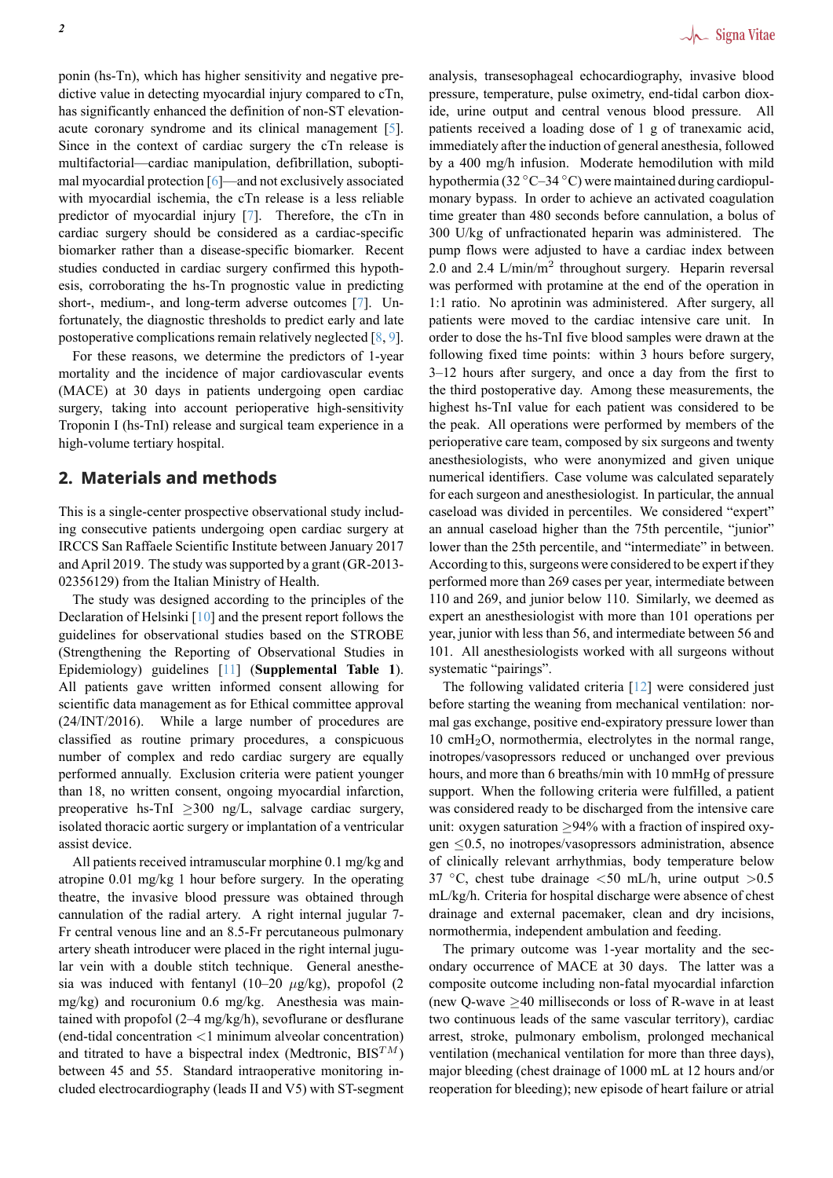ponin (hs-Tn), which has higher sensitivity and negative predictive value in detecting myocardial injury compared to cTn, has significantly enhanced the definition of non-ST elevation-acute coronary syndrome and its clinical management [5]. Since in the context of cardiac surgery the cTn release is multifactorial—cardiac manipulation, defibrillation, suboptimal myocardial protection [6]—and not exclusively associated with myocardial ischemia, the cTn release is a less reliable predictor of myocardial injury [7]. Therefore, the cTn in cardiac surgery should be considered as a cardiac-specific biomarker rather than a disease-specific biomarker. Recent studies conducted in cardiac surgery confirmed this hypothesis, corroborating the hs-Tn prognostic value in predicting short-, medium-, and long-term adverse outcomes [7]. Unfortunately, the diagnostic thresholds to predict early and late postoperative complications remain relatively neglected [8, 9].

For these reasons, we determine the predictors of 1-year mortality and the incidence of major cardiovascular events (MACE) at 30 days in patients undergoing open cardiac surgery, taking into account perioperative high-sensitivity Troponin I (hs-TnI) release and surgical team experience in a high-volume tertiary hospital.

## 2. Materials and methods

This is a single-center prospective observational study including consecutive patients undergoing open cardiac surgery at IRCCS San Raffaele Scientific Institute between January 2017 and April 2019. The study was supported by a grant (GR-2013-02356129) from the Italian Ministry of Health.

The study was designed according to the principles of the Declaration of Helsinki [10] and the present report follows the guidelines for observational studies based on the STROBE (Strengthening the Reporting of Observational Studies in Epidemiology) guidelines [11] (**Supplemental Table 1**). All patients gave written informed consent allowing for scientific data management as for Ethical committee approval (24/INT/2016). While a large number of procedures are classified as routine primary procedures, a conspicuous number of complex and redo cardiac surgery are equally performed annually. Exclusion criteria were patient younger than 18, no written consent, ongoing myocardial infarction, preoperative hs-TnI $\geq$300 ng/L, salvage cardiac surgery, isolated thoracic aortic surgery or implantation of a ventricular assist device.

All patients received intramuscular morphine 0.1 mg/kg and atropine 0.01 mg/kg 1 hour before surgery. In the operating theatre, the invasive blood pressure was obtained through cannulation of the radial artery. A right internal jugular 7-Fr central venous line and an 8.5-Fr percutaneous pulmonary artery sheath introducer were placed in the right internal jugular vein with a double stitch technique. General anesthesia was induced with fentanyl (10–20 $\mu$g/kg), propofol (2 mg/kg) and rocuronium 0.6 mg/kg. Anesthesia was maintained with propofol (2–4 mg/kg/h), sevoflurane or desflurane (end-tidal concentration <1 minimum alveolar concentration) and titrated to have a bispectral index (Medtronic, BIS$^{TM}$) between 45 and 55. Standard intraoperative monitoring included electrocardiography (leads II and V5) with ST-segment analysis, transesophageal echocardiography, invasive blood pressure, temperature, pulse oximetry, end-tidal carbon dioxide, urine output and central venous blood pressure. All patients received a loading dose of 1 g of tranexamic acid, immediately after the induction of general anesthesia, followed by a 400 mg/h infusion. Moderate hemodilution with mild hypothermia (32 °C–34 °C) were maintained during cardiopulmonary bypass. In order to achieve an activated coagulation time greater than 480 seconds before cannulation, a bolus of 300 U/kg of unfractionated heparin was administered. The pump flows were adjusted to have a cardiac index between 2.0 and 2.4 L/min/m$^2$ throughout surgery. Heparin reversal was performed with protamine at the end of the operation in 1:1 ratio. No aprotinin was administered. After surgery, all patients were moved to the cardiac intensive care unit. In order to dose the hs-TnI five blood samples were drawn at the following fixed time points: within 3 hours before surgery, 3–12 hours after surgery, and once a day from the first to the third postoperative day. Among these measurements, the highest hs-TnI value for each patient was considered to be the peak. All operations were performed by members of the perioperative care team, composed by six surgeons and twenty anesthesiologists, who were anonymized and given unique numerical identifiers. Case volume was calculated separately for each surgeon and anesthesiologist. In particular, the annual caseload was divided in percentiles. We considered "expert" an annual caseload higher than the 75th percentile, "junior" lower than the 25th percentile, and "intermediate" in between. According to this, surgeons were considered to be expert if they performed more than 269 cases per year, intermediate between 110 and 269, and junior below 110. Similarly, we deemed as expert an anesthesiologist with more than 101 operations per year, junior with less than 56, and intermediate between 56 and 101. All anesthesiologists worked with all surgeons without systematic "pairings".

The following validated criteria [12] were considered just before starting the weaning from mechanical ventilation: normal gas exchange, positive end-expiratory pressure lower than 10 cmH$_2$O, normothermia, electrolytes in the normal range, inotropes/vasopressors reduced or unchanged over previous hours, and more than 6 breaths/min with 10 mmHg of pressure support. When the following criteria were fulfilled, a patient was considered ready to be discharged from the intensive care unit: oxygen saturation $\geq$94% with a fraction of inspired oxygen $\leq$0.5, no inotropes/vasopressors administration, absence of clinically relevant arrhythmias, body temperature below 37 °C, chest tube drainage <50 mL/h, urine output >0.5 mL/kg/h. Criteria for hospital discharge were absence of chest drainage and external pacemaker, clean and dry incisions, normothermia, independent ambulation and feeding.

The primary outcome was 1-year mortality and the secondary occurrence of MACE at 30 days. The latter was a composite outcome including non-fatal myocardial infarction (new Q-wave $\geq$40 milliseconds or loss of R-wave in at least two continuous leads of the same vascular territory), cardiac arrest, stroke, pulmonary embolism, prolonged mechanical ventilation (mechanical ventilation for more than three days), major bleeding (chest drainage of 1000 mL at 12 hours and/or reoperation for bleeding); new episode of heart failure or atrial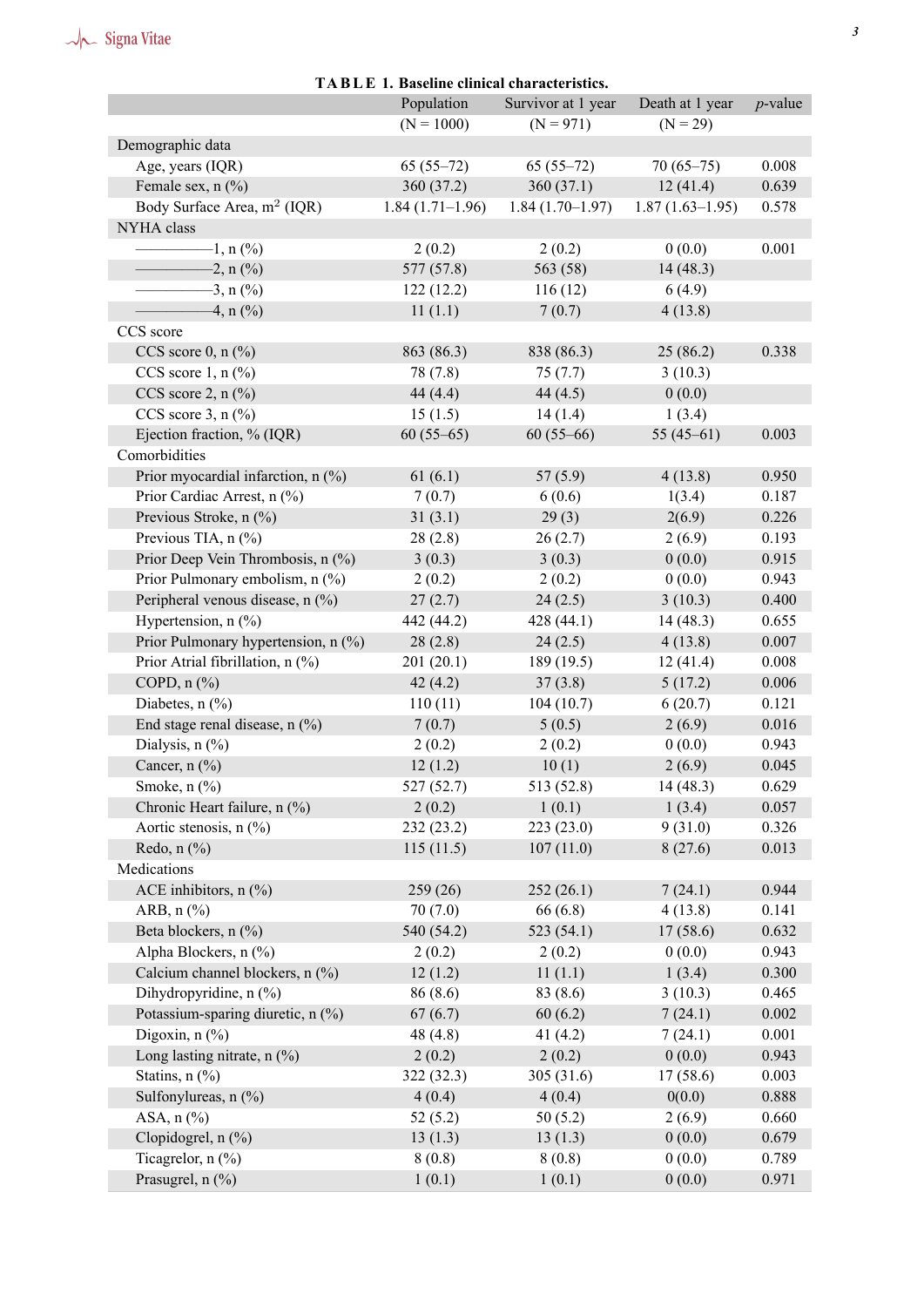**TABLE 1. Baseline clinical characteristics.**

| | Population (N = 1000) | Survivor at 1 year (N = 971) | Death at 1 year (N = 29) | *p*-value |
|---|---|---|---|---|
| Demographic data | | | | |
| Age, years (IQR) | 65 (55–72) | 65 (55–72) | 70 (65–75) | 0.008 |
| Female sex, n (%) | 360 (37.2) | 360 (37.1) | 12 (41.4) | 0.639 |
| Body Surface Area, $m^2$ (IQR) | 1.84 (1.71–1.96) | 1.84 (1.70–1.97) | 1.87 (1.63–1.95) | 0.578 |
| NYHA class | | | | |
| ————1, n (%) | 2 (0.2) | 2 (0.2) | 0 (0.0) | 0.001 |
| ————2, n (%) | 577 (57.8) | 563 (58) | 14 (48.3) | |
| ————3, n (%) | 122 (12.2) | 116 (12) | 6 (4.9) | |
| ————4, n (%) | 11 (1.1) | 7 (0.7) | 4 (13.8) | |
| CCS score | | | | |
| CCS score 0, n (%) | 863 (86.3) | 838 (86.3) | 25 (86.2) | 0.338 |
| CCS score 1, n (%) | 78 (7.8) | 75 (7.7) | 3 (10.3) | |
| CCS score 2, n (%) | 44 (4.4) | 44 (4.5) | 0 (0.0) | |
| CCS score 3, n (%) | 15 (1.5) | 14 (1.4) | 1 (3.4) | |
| Ejection fraction, % (IQR) | 60 (55–65) | 60 (55–66) | 55 (45–61) | 0.003 |
| Comorbidities | | | | |
| Prior myocardial infarction, n (%) | 61 (6.1) | 57 (5.9) | 4 (13.8) | 0.950 |
| Prior Cardiac Arrest, n (%) | 7 (0.7) | 6 (0.6) | 1(3.4) | 0.187 |
| Previous Stroke, n (%) | 31 (3.1) | 29 (3) | 2(6.9) | 0.226 |
| Previous TIA, n (%) | 28 (2.8) | 26 (2.7) | 2 (6.9) | 0.193 |
| Prior Deep Vein Thrombosis, n (%) | 3 (0.3) | 3 (0.3) | 0 (0.0) | 0.915 |
| Prior Pulmonary embolism, n (%) | 2 (0.2) | 2 (0.2) | 0 (0.0) | 0.943 |
| Peripheral venous disease, n (%) | 27 (2.7) | 24 (2.5) | 3 (10.3) | 0.400 |
| Hypertension, n (%) | 442 (44.2) | 428 (44.1) | 14 (48.3) | 0.655 |
| Prior Pulmonary hypertension, n (%) | 28 (2.8) | 24 (2.5) | 4 (13.8) | 0.007 |
| Prior Atrial fibrillation, n (%) | 201 (20.1) | 189 (19.5) | 12 (41.4) | 0.008 |
| COPD, n (%) | 42 (4.2) | 37 (3.8) | 5 (17.2) | 0.006 |
| Diabetes, n (%) | 110 (11) | 104 (10.7) | 6 (20.7) | 0.121 |
| End stage renal disease, n (%) | 7 (0.7) | 5 (0.5) | 2 (6.9) | 0.016 |
| Dialysis, n (%) | 2 (0.2) | 2 (0.2) | 0 (0.0) | 0.943 |
| Cancer, n (%) | 12 (1.2) | 10 (1) | 2 (6.9) | 0.045 |
| Smoke, n (%) | 527 (52.7) | 513 (52.8) | 14 (48.3) | 0.629 |
| Chronic Heart failure, n (%) | 2 (0.2) | 1 (0.1) | 1 (3.4) | 0.057 |
| Aortic stenosis, n (%) | 232 (23.2) | 223 (23.0) | 9 (31.0) | 0.326 |
| Redo, n (%) | 115 (11.5) | 107 (11.0) | 8 (27.6) | 0.013 |
| Medications | | | | |
| ACE inhibitors, n (%) | 259 (26) | 252 (26.1) | 7 (24.1) | 0.944 |
| ARB, n (%) | 70 (7.0) | 66 (6.8) | 4 (13.8) | 0.141 |
| Beta blockers, n (%) | 540 (54.2) | 523 (54.1) | 17 (58.6) | 0.632 |
| Alpha Blockers, n (%) | 2 (0.2) | 2 (0.2) | 0 (0.0) | 0.943 |
| Calcium channel blockers, n (%) | 12 (1.2) | 11 (1.1) | 1 (3.4) | 0.300 |
| Dihydropyridine, n (%) | 86 (8.6) | 83 (8.6) | 3 (10.3) | 0.465 |
| Potassium-sparing diuretic, n (%) | 67 (6.7) | 60 (6.2) | 7 (24.1) | 0.002 |
| Digoxin, n (%) | 48 (4.8) | 41 (4.2) | 7 (24.1) | 0.001 |
| Long lasting nitrate, n (%) | 2 (0.2) | 2 (0.2) | 0 (0.0) | 0.943 |
| Statins, n (%) | 322 (32.3) | 305 (31.6) | 17 (58.6) | 0.003 |
| Sulfonylureas, n (%) | 4 (0.4) | 4 (0.4) | 0(0.0) | 0.888 |
| ASA, n (%) | 52 (5.2) | 50 (5.2) | 2 (6.9) | 0.660 |
| Clopidogrel, n (%) | 13 (1.3) | 13 (1.3) | 0 (0.0) | 0.679 |
| Ticagrelor, n (%) | 8 (0.8) | 8 (0.8) | 0 (0.0) | 0.789 |
| Prasugrel, n (%) | 1 (0.1) | 1 (0.1) | 0 (0.0) | 0.971 |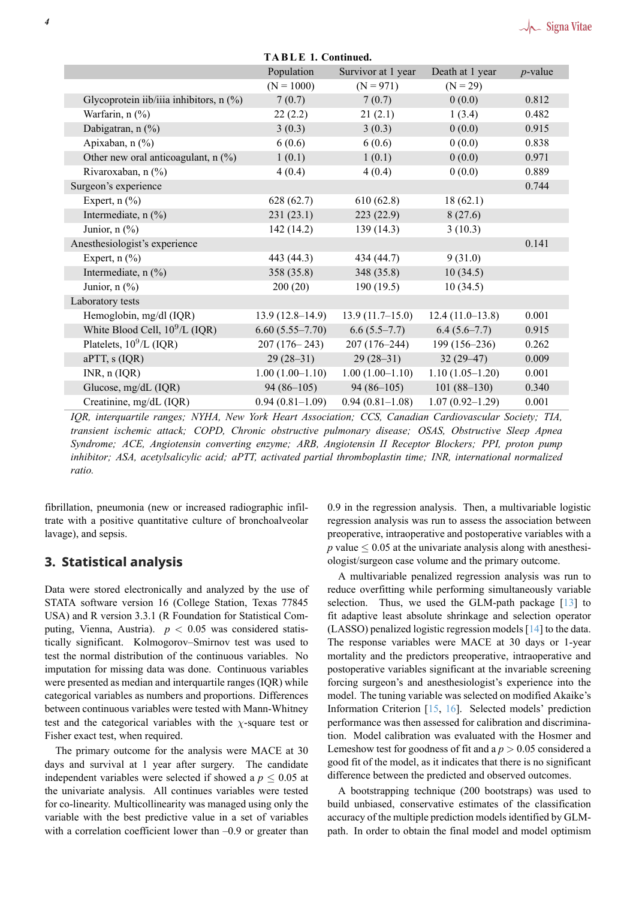**TABLE 1. Continued.**

| | Population | Survivor at 1 year | Death at 1 year | *p*-value |
|---|---|---|---|---|
| | (N = 1000) | (N = 971) | (N = 29) | |
| Glycoprotein iib/iiia inhibitors, n (%) | 7 (0.7) | 7 (0.7) | 0 (0.0) | 0.812 |
| Warfarin, n (%) | 22 (2.2) | 21 (2.1) | 1 (3.4) | 0.482 |
| Dabigatran, n (%) | 3 (0.3) | 3 (0.3) | 0 (0.0) | 0.915 |
| Apixaban, n (%) | 6 (0.6) | 6 (0.6) | 0 (0.0) | 0.838 |
| Other new oral anticoagulant, n (%) | 1 (0.1) | 1 (0.1) | 0 (0.0) | 0.971 |
| Rivaroxaban, n (%) | 4 (0.4) | 4 (0.4) | 0 (0.0) | 0.889 |
| Surgeon's experience | | | | 0.744 |
| Expert, n (%) | 628 (62.7) | 610 (62.8) | 18 (62.1) | |
| Intermediate, n (%) | 231 (23.1) | 223 (22.9) | 8 (27.6) | |
| Junior, n (%) | 142 (14.2) | 139 (14.3) | 3 (10.3) | |
| Anesthesiologist's experience | | | | 0.141 |
| Expert, n (%) | 443 (44.3) | 434 (44.7) | 9 (31.0) | |
| Intermediate, n (%) | 358 (35.8) | 348 (35.8) | 10 (34.5) | |
| Junior, n (%) | 200 (20) | 190 (19.5) | 10 (34.5) | |
| Laboratory tests | | | | |
| Hemoglobin, mg/dl (IQR) | 13.9 (12.8–14.9) | 13.9 (11.7–15.0) | 12.4 (11.0–13.8) | 0.001 |
| White Blood Cell, $10^9$/L (IQR) | 6.60 (5.55–7.70) | 6.6 (5.5–7.7) | 6.4 (5.6–7.7) | 0.915 |
| Platelets, $10^9$/L (IQR) | 207 (176– 243) | 207 (176–244) | 199 (156–236) | 0.262 |
| aPTT, s (IQR) | 29 (28–31) | 29 (28–31) | 32 (29–47) | 0.009 |
| INR, n (IQR) | 1.00 (1.00–1.10) | 1.00 (1.00–1.10) | 1.10 (1.05–1.20) | 0.001 |
| Glucose, mg/dL (IQR) | 94 (86–105) | 94 (86–105) | 101 (88–130) | 0.340 |
| Creatinine, mg/dL (IQR) | 0.94 (0.81–1.09) | 0.94 (0.81–1.08) | 1.07 (0.92–1.29) | 0.001 |

*IQR, interquartile ranges; NYHA, New York Heart Association; CCS, Canadian Cardiovascular Society; TIA, transient ischemic attack; COPD, Chronic obstructive pulmonary disease; OSAS, Obstructive Sleep Apnea Syndrome; ACE, Angiotensin converting enzyme; ARB, Angiotensin II Receptor Blockers; PPI, proton pump inhibitor; ASA, acetylsalicylic acid; aPTT, activated partial thromboplastin time; INR, international normalized ratio.*

fibrillation, pneumonia (new or increased radiographic infiltrate with a positive quantitative culture of bronchoalveolar lavage), and sepsis.

## 3. Statistical analysis

Data were stored electronically and analyzed by the use of STATA software version 16 (College Station, Texas 77845 USA) and R version 3.3.1 (R Foundation for Statistical Computing, Vienna, Austria). $p < 0.05$ was considered statistically significant. Kolmogorov–Smirnov test was used to test the normal distribution of the continuous variables. No imputation for missing data was done. Continuous variables were presented as median and interquartile ranges (IQR) while categorical variables as numbers and proportions. Differences between continuous variables were tested with Mann-Whitney test and the categorical variables with the $\chi$-square test or Fisher exact test, when required.

The primary outcome for the analysis were MACE at 30 days and survival at 1 year after surgery. The candidate independent variables were selected if showed a $p \leq 0.05$ at the univariate analysis. All continues variables were tested for co-linearity. Multicollinearity was managed using only the variable with the best predictive value in a set of variables with a correlation coefficient lower than –0.9 or greater than 0.9 in the regression analysis. Then, a multivariable logistic regression analysis was run to assess the association between preoperative, intraoperative and postoperative variables with a $p$ value $\leq 0.05$ at the univariate analysis along with anesthesiologist/surgeon case volume and the primary outcome.

A multivariable penalized regression analysis was run to reduce overfitting while performing simultaneously variable selection. Thus, we used the GLM-path package [13] to fit adaptive least absolute shrinkage and selection operator (LASSO) penalized logistic regression models [14] to the data. The response variables were MACE at 30 days or 1-year mortality and the predictors preoperative, intraoperative and postoperative variables significant at the invariable screening forcing surgeon's and anesthesiologist's experience into the model. The tuning variable was selected on modified Akaike's Information Criterion [15, 16]. Selected models' prediction performance was then assessed for calibration and discrimination. Model calibration was evaluated with the Hosmer and Lemeshow test for goodness of fit and a $p > 0.05$ considered a good fit of the model, as it indicates that there is no significant difference between the predicted and observed outcomes.

A bootstrapping technique (200 bootstraps) was used to build unbiased, conservative estimates of the classification accuracy of the multiple prediction models identified by GLM-path. In order to obtain the final model and model optimism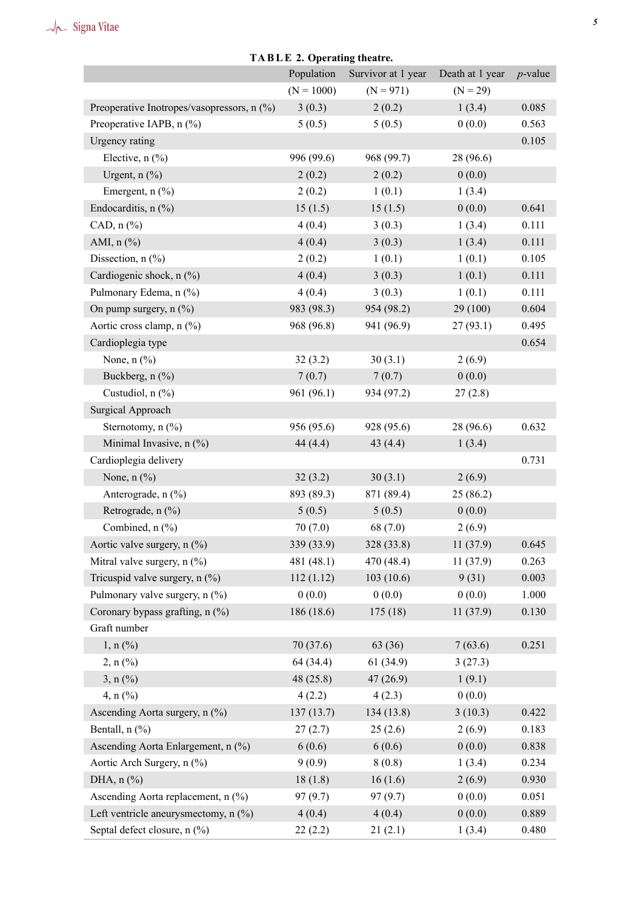**TABLE 2. Operating theatre.**

| | Population | Survivor at 1 year | Death at 1 year | *p*-value |
|---|---|---|---|---|
| | (N = 1000) | (N = 971) | (N = 29) | |
| Preoperative Inotropes/vasopressors, n (%) | 3 (0.3) | 2 (0.2) | 1 (3.4) | 0.085 |
| Preoperative IAPB, n (%) | 5 (0.5) | 5 (0.5) | 0 (0.0) | 0.563 |
| Urgency rating | | | | 0.105 |
| Elective, n (%) | 996 (99.6) | 968 (99.7) | 28 (96.6) | |
| Urgent, n (%) | 2 (0.2) | 2 (0.2) | 0 (0.0) | |
| Emergent, n (%) | 2 (0.2) | 1 (0.1) | 1 (3.4) | |
| Endocarditis, n (%) | 15 (1.5) | 15 (1.5) | 0 (0.0) | 0.641 |
| CAD, n (%) | 4 (0.4) | 3 (0.3) | 1 (3.4) | 0.111 |
| AMI, n (%) | 4 (0.4) | 3 (0.3) | 1 (3.4) | 0.111 |
| Dissection, n (%) | 2 (0.2) | 1 (0.1) | 1 (0.1) | 0.105 |
| Cardiogenic shock, n (%) | 4 (0.4) | 3 (0.3) | 1 (0.1) | 0.111 |
| Pulmonary Edema, n (%) | 4 (0.4) | 3 (0.3) | 1 (0.1) | 0.111 |
| On pump surgery, n (%) | 983 (98.3) | 954 (98.2) | 29 (100) | 0.604 |
| Aortic cross clamp, n (%) | 968 (96.8) | 941 (96.9) | 27 (93.1) | 0.495 |
| Cardioplegia type | | | | 0.654 |
| None, n (%) | 32 (3.2) | 30 (3.1) | 2 (6.9) | |
| Buckberg, n (%) | 7 (0.7) | 7 (0.7) | 0 (0.0) | |
| Custudiol, n (%) | 961 (96.1) | 934 (97.2) | 27 (2.8) | |
| Surgical Approach | | | | |
| Sternotomy, n (%) | 956 (95.6) | 928 (95.6) | 28 (96.6) | 0.632 |
| Minimal Invasive, n (%) | 44 (4.4) | 43 (4.4) | 1 (3.4) | |
| Cardioplegia delivery | | | | 0.731 |
| None, n (%) | 32 (3.2) | 30 (3.1) | 2 (6.9) | |
| Anterograde, n (%) | 893 (89.3) | 871 (89.4) | 25 (86.2) | |
| Retrograde, n (%) | 5 (0.5) | 5 (0.5) | 0 (0.0) | |
| Combined, n (%) | 70 (7.0) | 68 (7.0) | 2 (6.9) | |
| Aortic valve surgery, n (%) | 339 (33.9) | 328 (33.8) | 11 (37.9) | 0.645 |
| Mitral valve surgery, n (%) | 481 (48.1) | 470 (48.4) | 11 (37.9) | 0.263 |
| Tricuspid valve surgery, n (%) | 112 (1.12) | 103 (10.6) | 9 (31) | 0.003 |
| Pulmonary valve surgery, n (%) | 0 (0.0) | 0 (0.0) | 0 (0.0) | 1.000 |
| Coronary bypass grafting, n (%) | 186 (18.6) | 175 (18) | 11 (37.9) | 0.130 |
| Graft number | | | | |
| 1, n (%) | 70 (37.6) | 63 (36) | 7 (63.6) | 0.251 |
| 2, n (%) | 64 (34.4) | 61 (34.9) | 3 (27.3) | |
| 3, n (%) | 48 (25.8) | 47 (26.9) | 1 (9.1) | |
| 4, n (%) | 4 (2.2) | 4 (2.3) | 0 (0.0) | |
| Ascending Aorta surgery, n (%) | 137 (13.7) | 134 (13.8) | 3 (10.3) | 0.422 |
| Bentall, n (%) | 27 (2.7) | 25 (2.6) | 2 (6.9) | 0.183 |
| Ascending Aorta Enlargement, n (%) | 6 (0.6) | 6 (0.6) | 0 (0.0) | 0.838 |
| Aortic Arch Surgery, n (%) | 9 (0.9) | 8 (0.8) | 1 (3.4) | 0.234 |
| DHA, n (%) | 18 (1.8) | 16 (1.6) | 2 (6.9) | 0.930 |
| Ascending Aorta replacement, n (%) | 97 (9.7) | 97 (9.7) | 0 (0.0) | 0.051 |
| Left ventricle aneurysmectomy, n (%) | 4 (0.4) | 4 (0.4) | 0 (0.0) | 0.889 |
| Septal defect closure, n (%) | 22 (2.2) | 21 (2.1) | 1 (3.4) | 0.480 |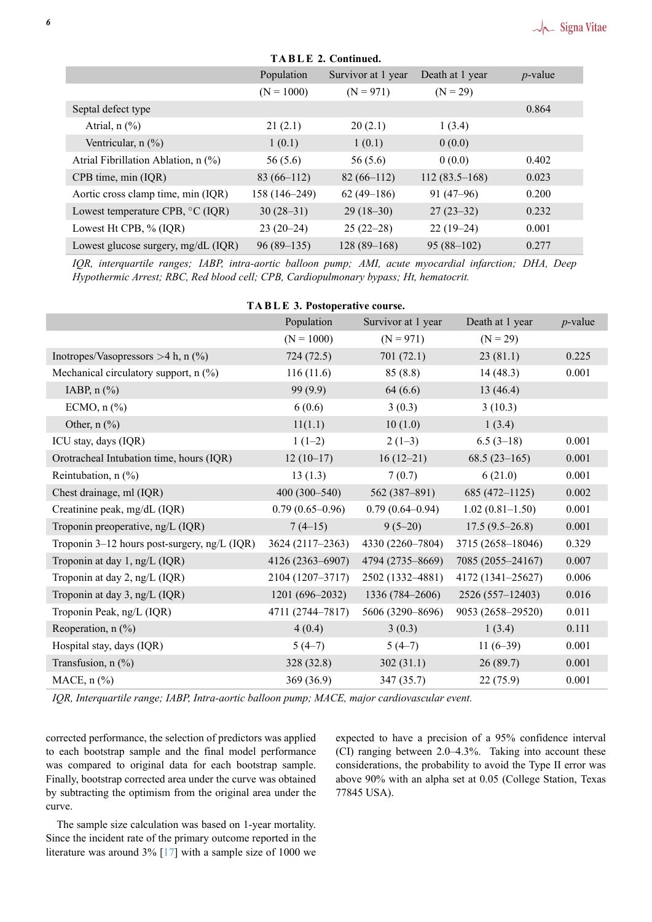**TABLE 2. Continued.**

| | Population | Survivor at 1 year | Death at 1 year | $p$-value |
|---|---|---|---|---|
| | (N = 1000) | (N = 971) | (N = 29) | |
| Septal defect type | | | | 0.864 |
| Atrial, n (%) | 21 (2.1) | 20 (2.1) | 1 (3.4) | |
| Ventricular, n (%) | 1 (0.1) | 1 (0.1) | 0 (0.0) | |
| Atrial Fibrillation Ablation, n (%) | 56 (5.6) | 56 (5.6) | 0 (0.0) | 0.402 |
| CPB time, min (IQR) | 83 (66–112) | 82 (66–112) | 112 (83.5–168) | 0.023 |
| Aortic cross clamp time, min (IQR) | 158 (146–249) | 62 (49–186) | 91 (47–96) | 0.200 |
| Lowest temperature CPB, °C (IQR) | 30 (28–31) | 29 (18–30) | 27 (23–32) | 0.232 |
| Lowest Ht CPB, % (IQR) | 23 (20–24) | 25 (22–28) | 22 (19–24) | 0.001 |
| Lowest glucose surgery, mg/dL (IQR) | 96 (89–135) | 128 (89–168) | 95 (88–102) | 0.277 |

*IQR, interquartile ranges; IABP, intra-aortic balloon pump; AMI, acute myocardial infarction; DHA, Deep Hypothermic Arrest; RBC, Red blood cell; CPB, Cardiopulmonary bypass; Ht, hematocrit.*

**TABLE 3. Postoperative course.**

| | Population | Survivor at 1 year | Death at 1 year | $p$-value |
|---|---|---|---|---|
| | (N = 1000) | (N = 971) | (N = 29) | |
| Inotropes/Vasopressors >4 h, n (%) | 724 (72.5) | 701 (72.1) | 23 (81.1) | 0.225 |
| Mechanical circulatory support, n (%) | 116 (11.6) | 85 (8.8) | 14 (48.3) | 0.001 |
| IABP, n (%) | 99 (9.9) | 64 (6.6) | 13 (46.4) | |
| ECMO, n (%) | 6 (0.6) | 3 (0.3) | 3 (10.3) | |
| Other, n (%) | 11(1.1) | 10 (1.0) | 1 (3.4) | |
| ICU stay, days (IQR) | 1 (1–2) | 2 (1–3) | 6.5 (3–18) | 0.001 |
| Orotracheal Intubation time, hours (IQR) | 12 (10–17) | 16 (12–21) | 68.5 (23–165) | 0.001 |
| Reintubation, n (%) | 13 (1.3) | 7 (0.7) | 6 (21.0) | 0.001 |
| Chest drainage, ml (IQR) | 400 (300–540) | 562 (387–891) | 685 (472–1125) | 0.002 |
| Creatinine peak, mg/dL (IQR) | 0.79 (0.65–0.96) | 0.79 (0.64–0.94) | 1.02 (0.81–1.50) | 0.001 |
| Troponin preoperative, ng/L (IQR) | 7 (4–15) | 9 (5–20) | 17.5 (9.5–26.8) | 0.001 |
| Troponin 3–12 hours post-surgery, ng/L (IQR) | 3624 (2117–2363) | 4330 (2260–7804) | 3715 (2658–18046) | 0.329 |
| Troponin at day 1, ng/L (IQR) | 4126 (2363–6907) | 4794 (2735–8669) | 7085 (2055–24167) | 0.007 |
| Troponin at day 2, ng/L (IQR) | 2104 (1207–3717) | 2502 (1332–4881) | 4172 (1341–25627) | 0.006 |
| Troponin at day 3, ng/L (IQR) | 1201 (696–2032) | 1336 (784–2606) | 2526 (557–12403) | 0.016 |
| Troponin Peak, ng/L (IQR) | 4711 (2744–7817) | 5606 (3290–8696) | 9053 (2658–29520) | 0.011 |
| Reoperation, n (%) | 4 (0.4) | 3 (0.3) | 1 (3.4) | 0.111 |
| Hospital stay, days (IQR) | 5 (4–7) | 5 (4–7) | 11 (6–39) | 0.001 |
| Transfusion, n (%) | 328 (32.8) | 302 (31.1) | 26 (89.7) | 0.001 |
| MACE, n (%) | 369 (36.9) | 347 (35.7) | 22 (75.9) | 0.001 |

*IQR, Interquartile range; IABP, Intra-aortic balloon pump; MACE, major cardiovascular event.*

corrected performance, the selection of predictors was applied to each bootstrap sample and the final model performance was compared to original data for each bootstrap sample. Finally, bootstrap corrected area under the curve was obtained by subtracting the optimism from the original area under the curve.

The sample size calculation was based on 1-year mortality. Since the incident rate of the primary outcome reported in the literature was around 3% [17] with a sample size of 1000 we expected to have a precision of a 95% confidence interval (CI) ranging between 2.0–4.3%. Taking into account these considerations, the probability to avoid the Type II error was above 90% with an alpha set at 0.05 (College Station, Texas 77845 USA).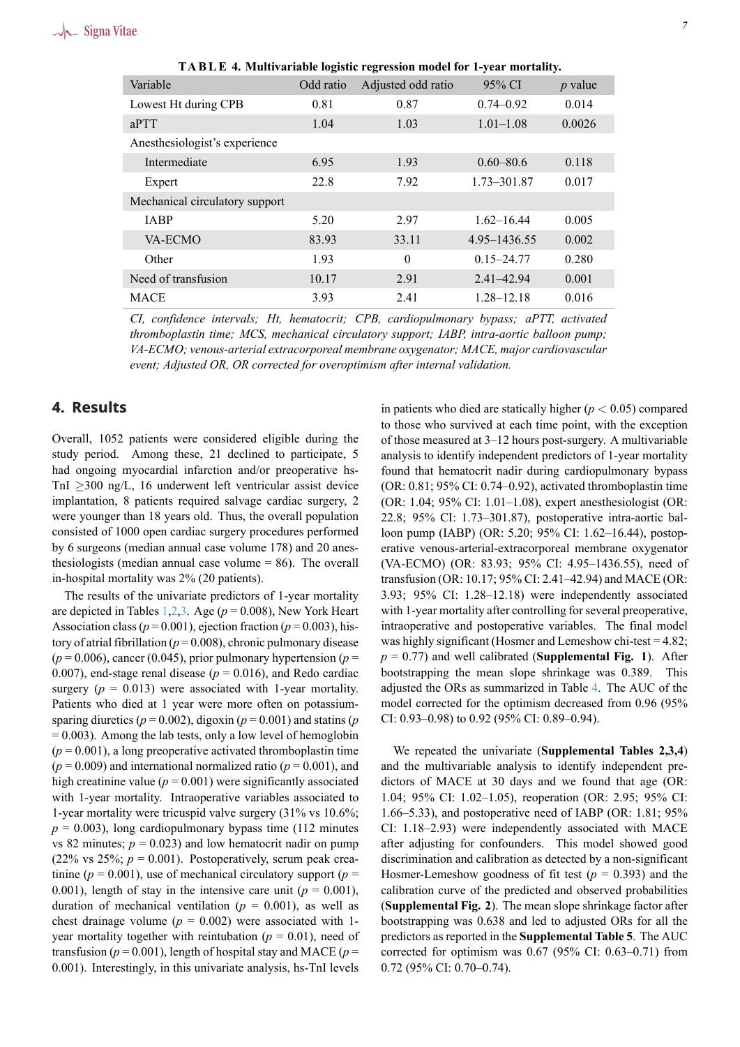**TABLE 4. Multivariable logistic regression model for 1-year mortality.**

| Variable | Odd ratio | Adjusted odd ratio | 95% CI | *p* value |
|---|---|---|---|---|
| Lowest Ht during CPB | 0.81 | 0.87 | 0.74–0.92 | 0.014 |
| aPTT | 1.04 | 1.03 | 1.01–1.08 | 0.0026 |
| Anesthesiologist's experience | | | | |
| Intermediate | 6.95 | 1.93 | 0.60–80.6 | 0.118 |
| Expert | 22.8 | 7.92 | 1.73–301.87 | 0.017 |
| Mechanical circulatory support | | | | |
| IABP | 5.20 | 2.97 | 1.62–16.44 | 0.005 |
| VA-ECMO | 83.93 | 33.11 | 4.95–1436.55 | 0.002 |
| Other | 1.93 | 0 | 0.15–24.77 | 0.280 |
| Need of transfusion | 10.17 | 2.91 | 2.41–42.94 | 0.001 |
| MACE | 3.93 | 2.41 | 1.28–12.18 | 0.016 |

*CI, confidence intervals; Ht, hematocrit; CPB, cardiopulmonary bypass; aPTT, activated thromboplastin time; MCS, mechanical circulatory support; IABP, intra-aortic balloon pump; VA-ECMO; venous-arterial extracorporeal membrane oxygenator; MACE, major cardiovascular event; Adjusted OR, OR corrected for overoptimism after internal validation.*

## 4. Results

Overall, 1052 patients were considered eligible during the study period. Among these, 21 declined to participate, 5 had ongoing myocardial infarction and/or preoperative hs-TnI ≥300 ng/L, 16 underwent left ventricular assist device implantation, 8 patients required salvage cardiac surgery, 2 were younger than 18 years old. Thus, the overall population consisted of 1000 open cardiac surgery procedures performed by 6 surgeons (median annual case volume 178) and 20 anesthesiologists (median annual case volume = 86). The overall in-hospital mortality was 2% (20 patients).

The results of the univariate predictors of 1-year mortality are depicted in Tables 1,2,3. Age ($p = 0.008$), New York Heart Association class ($p = 0.001$), ejection fraction ($p = 0.003$), history of atrial fibrillation ($p = 0.008$), chronic pulmonary disease ($p = 0.006$), cancer (0.045), prior pulmonary hypertension ($p = 0.007$), end-stage renal disease ($p = 0.016$), and Redo cardiac surgery ($p = 0.013$) were associated with 1-year mortality. Patients who died at 1 year were more often on potassium-sparing diuretics ($p = 0.002$), digoxin ($p = 0.001$) and statins ($p = 0.003$). Among the lab tests, only a low level of hemoglobin ($p = 0.001$), a long preoperative activated thromboplastin time ($p = 0.009$) and international normalized ratio ($p = 0.001$), and high creatinine value ($p = 0.001$) were significantly associated with 1-year mortality. Intraoperative variables associated to 1-year mortality were tricuspid valve surgery (31% vs 10.6%; $p = 0.003$), long cardiopulmonary bypass time (112 minutes vs 82 minutes; $p = 0.023$) and low hematocrit nadir on pump (22% vs 25%; $p = 0.001$). Postoperatively, serum peak creatinine ($p = 0.001$), use of mechanical circulatory support ($p = 0.001$), length of stay in the intensive care unit ($p = 0.001$), duration of mechanical ventilation ($p = 0.001$), as well as chest drainage volume ($p = 0.002$) were associated with 1-year mortality together with reintubation ($p = 0.01$), need of transfusion ($p = 0.001$), length of hospital stay and MACE ($p = 0.001$). Interestingly, in this univariate analysis, hs-TnI levels in patients who died are statically higher ($p < 0.05$) compared to those who survived at each time point, with the exception of those measured at 3–12 hours post-surgery. A multivariable analysis to identify independent predictors of 1-year mortality found that hematocrit nadir during cardiopulmonary bypass (OR: 0.81; 95% CI: 0.74–0.92), activated thromboplastin time (OR: 1.04; 95% CI: 1.01–1.08), expert anesthesiologist (OR: 22.8; 95% CI: 1.73–301.87), postoperative intra-aortic balloon pump (IABP) (OR: 5.20; 95% CI: 1.62–16.44), postoperative venous-arterial-extracorporeal membrane oxygenator (VA-ECMO) (OR: 83.93; 95% CI: 4.95–1436.55), need of transfusion (OR: 10.17; 95% CI: 2.41–42.94) and MACE (OR: 3.93; 95% CI: 1.28–12.18) were independently associated with 1-year mortality after controlling for several preoperative, intraoperative and postoperative variables. The final model was highly significant (Hosmer and Lemeshow chi-test = 4.82; $p = 0.77$) and well calibrated (**Supplemental Fig. 1**). After bootstrapping the mean slope shrinkage was 0.389. This adjusted the ORs as summarized in Table 4. The AUC of the model corrected for the optimism decreased from 0.96 (95% CI: 0.93–0.98) to 0.92 (95% CI: 0.89–0.94).

We repeated the univariate (**Supplemental Tables 2,3,4**) and the multivariable analysis to identify independent predictors of MACE at 30 days and we found that age (OR: 1.04; 95% CI: 1.02–1.05), reoperation (OR: 2.95; 95% CI: 1.66–5.33), and postoperative need of IABP (OR: 1.81; 95% CI: 1.18–2.93) were independently associated with MACE after adjusting for confounders. This model showed good discrimination and calibration as detected by a non-significant Hosmer-Lemeshow goodness of fit test ($p = 0.393$) and the calibration curve of the predicted and observed probabilities (**Supplemental Fig. 2**). The mean slope shrinkage factor after bootstrapping was 0.638 and led to adjusted ORs for all the predictors as reported in the **Supplemental Table 5**. The AUC corrected for optimism was 0.67 (95% CI: 0.63–0.71) from 0.72 (95% CI: 0.70–0.74).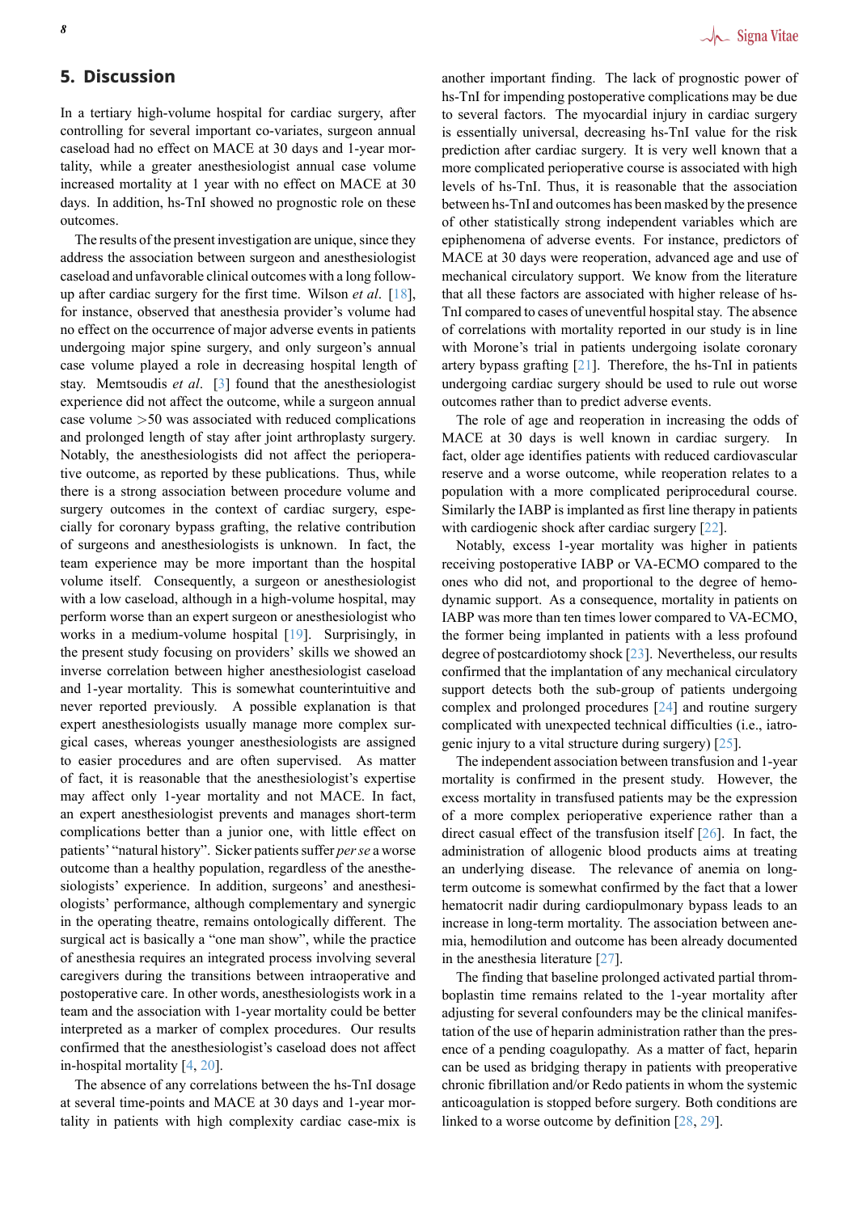## 5. Discussion

In a tertiary high-volume hospital for cardiac surgery, after controlling for several important co-variates, surgeon annual caseload had no effect on MACE at 30 days and 1-year mortality, while a greater anesthesiologist annual case volume increased mortality at 1 year with no effect on MACE at 30 days. In addition, hs-TnI showed no prognostic role on these outcomes.

The results of the present investigation are unique, since they address the association between surgeon and anesthesiologist caseload and unfavorable clinical outcomes with a long follow-up after cardiac surgery for the first time. Wilson *et al*. [18], for instance, observed that anesthesia provider's volume had no effect on the occurrence of major adverse events in patients undergoing major spine surgery, and only surgeon's annual case volume played a role in decreasing hospital length of stay. Memtsoudis *et al*. [3] found that the anesthesiologist experience did not affect the outcome, while a surgeon annual case volume >50 was associated with reduced complications and prolonged length of stay after joint arthroplasty surgery. Notably, the anesthesiologists did not affect the perioperative outcome, as reported by these publications. Thus, while there is a strong association between procedure volume and surgery outcomes in the context of cardiac surgery, especially for coronary bypass grafting, the relative contribution of surgeons and anesthesiologists is unknown. In fact, the team experience may be more important than the hospital volume itself. Consequently, a surgeon or anesthesiologist with a low caseload, although in a high-volume hospital, may perform worse than an expert surgeon or anesthesiologist who works in a medium-volume hospital [19]. Surprisingly, in the present study focusing on providers' skills we showed an inverse correlation between higher anesthesiologist caseload and 1-year mortality. This is somewhat counterintuitive and never reported previously. A possible explanation is that expert anesthesiologists usually manage more complex surgical cases, whereas younger anesthesiologists are assigned to easier procedures and are often supervised. As matter of fact, it is reasonable that the anesthesiologist's expertise may affect only 1-year mortality and not MACE. In fact, an expert anesthesiologist prevents and manages short-term complications better than a junior one, with little effect on patients' "natural history". Sicker patients suffer *per se* a worse outcome than a healthy population, regardless of the anesthesiologists' experience. In addition, surgeons' and anesthesiologists' performance, although complementary and synergic in the operating theatre, remains ontologically different. The surgical act is basically a "one man show", while the practice of anesthesia requires an integrated process involving several caregivers during the transitions between intraoperative and postoperative care. In other words, anesthesiologists work in a team and the association with 1-year mortality could be better interpreted as a marker of complex procedures. Our results confirmed that the anesthesiologist's caseload does not affect in-hospital mortality [4, 20].

The absence of any correlations between the hs-TnI dosage at several time-points and MACE at 30 days and 1-year mortality in patients with high complexity cardiac case-mix is another important finding. The lack of prognostic power of hs-TnI for impending postoperative complications may be due to several factors. The myocardial injury in cardiac surgery is essentially universal, decreasing hs-TnI value for the risk prediction after cardiac surgery. It is very well known that a more complicated perioperative course is associated with high levels of hs-TnI. Thus, it is reasonable that the association between hs-TnI and outcomes has been masked by the presence of other statistically strong independent variables which are epiphenomena of adverse events. For instance, predictors of MACE at 30 days were reoperation, advanced age and use of mechanical circulatory support. We know from the literature that all these factors are associated with higher release of hs-TnI compared to cases of uneventful hospital stay. The absence of correlations with mortality reported in our study is in line with Morone's trial in patients undergoing isolate coronary artery bypass grafting [21]. Therefore, the hs-TnI in patients undergoing cardiac surgery should be used to rule out worse outcomes rather than to predict adverse events.

The role of age and reoperation in increasing the odds of MACE at 30 days is well known in cardiac surgery. In fact, older age identifies patients with reduced cardiovascular reserve and a worse outcome, while reoperation relates to a population with a more complicated periprocedural course. Similarly the IABP is implanted as first line therapy in patients with cardiogenic shock after cardiac surgery [22].

Notably, excess 1-year mortality was higher in patients receiving postoperative IABP or VA-ECMO compared to the ones who did not, and proportional to the degree of hemodynamic support. As a consequence, mortality in patients on IABP was more than ten times lower compared to VA-ECMO, the former being implanted in patients with a less profound degree of postcardiotomy shock [23]. Nevertheless, our results confirmed that the implantation of any mechanical circulatory support detects both the sub-group of patients undergoing complex and prolonged procedures [24] and routine surgery complicated with unexpected technical difficulties (i.e., iatrogenic injury to a vital structure during surgery) [25].

The independent association between transfusion and 1-year mortality is confirmed in the present study. However, the excess mortality in transfused patients may be the expression of a more complex perioperative experience rather than a direct casual effect of the transfusion itself [26]. In fact, the administration of allogenic blood products aims at treating an underlying disease. The relevance of anemia on long-term outcome is somewhat confirmed by the fact that a lower hematocrit nadir during cardiopulmonary bypass leads to an increase in long-term mortality. The association between anemia, hemodilution and outcome has been already documented in the anesthesia literature [27].

The finding that baseline prolonged activated partial thromboplastin time remains related to the 1-year mortality after adjusting for several confounders may be the clinical manifestation of the use of heparin administration rather than the presence of a pending coagulopathy. As a matter of fact, heparin can be used as bridging therapy in patients with preoperative chronic fibrillation and/or Redo patients in whom the systemic anticoagulation is stopped before surgery. Both conditions are linked to a worse outcome by definition [28, 29].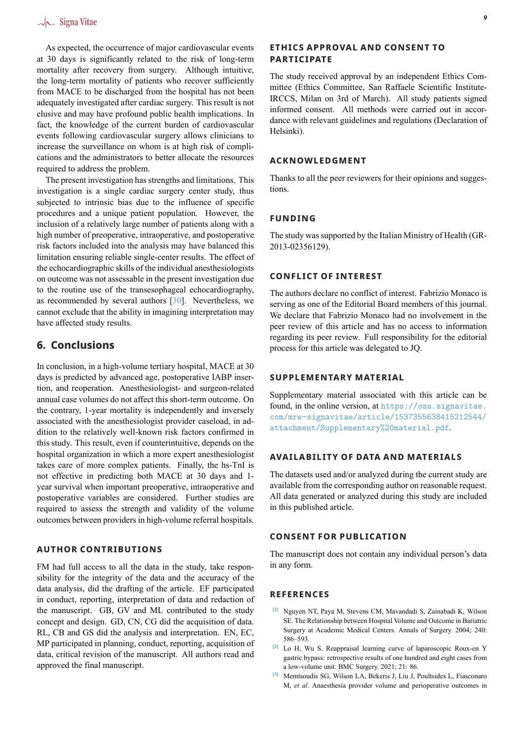As expected, the occurrence of major cardiovascular events at 30 days is significantly related to the risk of long-term mortality after recovery from surgery. Although intuitive, the long-term mortality of patients who recover sufficiently from MACE to be discharged from the hospital has not been adequately investigated after cardiac surgery. This result is not elusive and may have profound public health implications. In fact, the knowledge of the current burden of cardiovascular events following cardiovascular surgery allows clinicians to increase the surveillance on whom is at high risk of complications and the administrators to better allocate the resources required to address the problem.

The present investigation has strengths and limitations. This investigation is a single cardiac surgery center study, thus subjected to intrinsic bias due to the influence of specific procedures and a unique patient population. However, the inclusion of a relatively large number of patients along with a high number of preoperative, intraoperative, and postoperative risk factors included into the analysis may have balanced this limitation ensuring reliable single-center results. The effect of the echocardiographic skills of the individual anesthesiologists on outcome was not assessable in the present investigation due to the routine use of the transesophageal echocardiography, as recommended by several authors [30]. Nevertheless, we cannot exclude that the ability in imagining interpretation may have affected study results.

## 6. Conclusions

In conclusion, in a high-volume tertiary hospital, MACE at 30 days is predicted by advanced age, postoperative IABP insertion, and reoperation. Anesthesiologist- and surgeon-related annual case volumes do not affect this short-term outcome. On the contrary, 1-year mortality is independently and inversely associated with the anesthesiologist provider caseload, in addition to the relatively well-known risk factors confirmed in this study. This result, even if counterintuitive, depends on the hospital organization in which a more expert anesthesiologist takes care of more complex patients. Finally, the hs-TnI is not effective in predicting both MACE at 30 days and 1-year survival when important preoperative, intraoperative and postoperative variables are considered. Further studies are required to assess the strength and validity of the volume outcomes between providers in high-volume referral hospitals.

### AUTHOR CONTRIBUTIONS

FM had full access to all the data in the study, take responsibility for the integrity of the data and the accuracy of the data analysis, did the drafting of the article. EF participated in conduct, reporting, interpretation of data and redaction of the manuscript. GB, GV and ML contributed to the study concept and design. GD, CN, CG did the acquisition of data. RL, CB and GS did the analysis and interpretation. EN, EC, MP participated in planning, conduct, reporting, acquisition of data, critical revision of the manuscript. All authors read and approved the final manuscript.

### ETHICS APPROVAL AND CONSENT TO PARTICIPATE

The study received approval by an independent Ethics Committee (Ethics Committee, San Raffaele Scientific Institute-IRCCS, Milan on 3rd of March). All study patients signed informed consent. All methods were carried out in accordance with relevant guidelines and regulations (Declaration of Helsinki).

### ACKNOWLEDGMENT

Thanks to all the peer reviewers for their opinions and suggestions.

### FUNDING

The study was supported by the Italian Ministry of Health (GR-2013-02356129).

### CONFLICT OF INTEREST

The authors declare no conflict of interest. Fabrizio Monaco is serving as one of the Editorial Board members of this journal. We declare that Fabrizio Monaco had no involvement in the peer review of this article and has no access to information regarding its peer review. Full responsibility for the editorial process for this article was delegated to JQ.

### SUPPLEMENTARY MATERIAL

Supplementary material associated with this article can be found, in the online version, at https://oss.signavitae.com/mre-signavitae/article/1537355638415212544/attachment/Supplementary%20material.pdf.

### AVAILABILITY OF DATA AND MATERIALS

The datasets used and/or analyzed during the current study are available from the corresponding author on reasonable request. All data generated or analyzed during this study are included in this published article.

### CONSENT FOR PUBLICATION

The manuscript does not contain any individual person's data in any form.

### REFERENCES

[1] Nguyen NT, Paya M, Stevens CM, Mavandadi S, Zainabadi K, Wilson SE. The Relationship between Hospital Volume and Outcome in Bariatric Surgery at Academic Medical Centers. Annals of Surgery. 2004; 240: 586–593.

[2] Lo H, Wu S. Reappraisal learning curve of laparoscopic Roux-en Y gastric bypass: retrospective results of one hundred and eight cases from a low-volume unit. BMC Surgery. 2021; 21: 86.

[3] Memtsoudis SG, Wilson LA, Bekeris J, Liu J, Poultsides L, Fiasconaro M, *et al*. Anaesthesia provider volume and perioperative outcomes in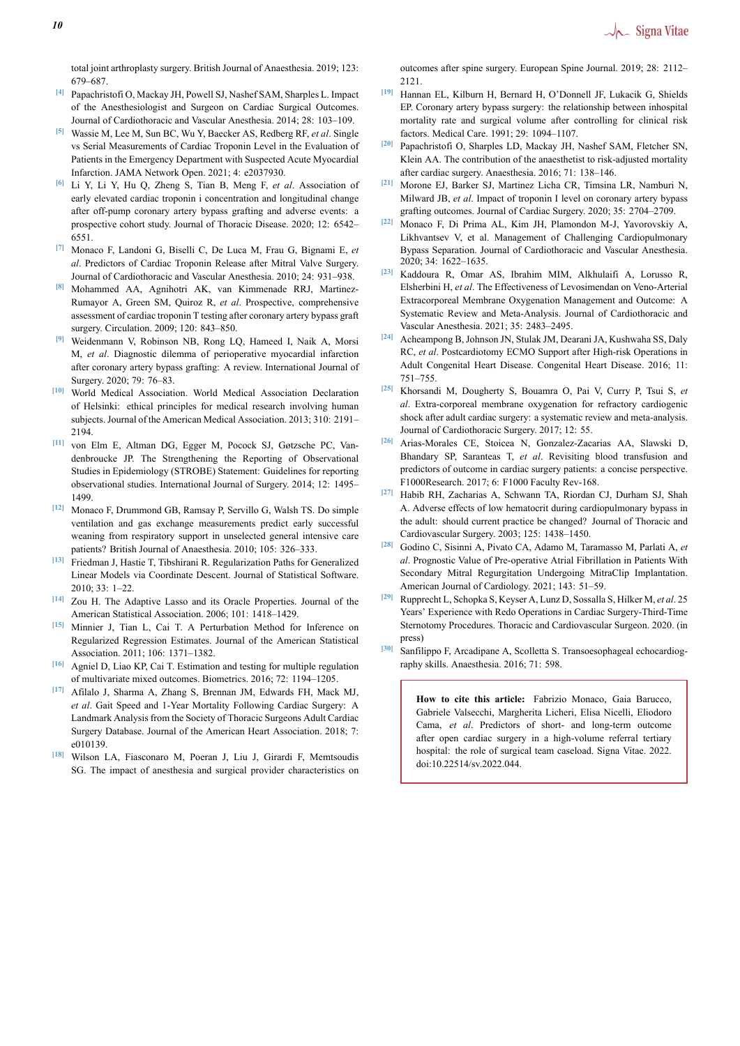total joint arthroplasty surgery. British Journal of Anaesthesia. 2019; 123: 679–687.

[4] Papachristofi O, Mackay JH, Powell SJ, Nashef SAM, Sharples L. Impact of the Anesthesiologist and Surgeon on Cardiac Surgical Outcomes. Journal of Cardiothoracic and Vascular Anesthesia. 2014; 28: 103–109.

[5] Wassie M, Lee M, Sun BC, Wu Y, Baecker AS, Redberg RF, *et al*. Single vs Serial Measurements of Cardiac Troponin Level in the Evaluation of Patients in the Emergency Department with Suspected Acute Myocardial Infarction. JAMA Network Open. 2021; 4: e2037930.

[6] Li Y, Li Y, Hu Q, Zheng S, Tian B, Meng F, *et al*. Association of early elevated cardiac troponin i concentration and longitudinal change after off-pump coronary artery bypass grafting and adverse events: a prospective cohort study. Journal of Thoracic Disease. 2020; 12: 6542–6551.

[7] Monaco F, Landoni G, Biselli C, De Luca M, Frau G, Bignami E, *et al*. Predictors of Cardiac Troponin Release after Mitral Valve Surgery. Journal of Cardiothoracic and Vascular Anesthesia. 2010; 24: 931–938.

[8] Mohammed AA, Agnihotri AK, van Kimmenade RRJ, Martinez-Rumayor A, Green SM, Quiroz R, *et al*. Prospective, comprehensive assessment of cardiac troponin T testing after coronary artery bypass graft surgery. Circulation. 2009; 120: 843–850.

[9] Weidenmann V, Robinson NB, Rong LQ, Hameed I, Naik A, Morsi M, *et al*. Diagnostic dilemma of perioperative myocardial infarction after coronary artery bypass grafting: A review. International Journal of Surgery. 2020; 79: 76–83.

[10] World Medical Association. World Medical Association Declaration of Helsinki: ethical principles for medical research involving human subjects. Journal of the American Medical Association. 2013; 310: 2191–2194.

[11] von Elm E, Altman DG, Egger M, Pocock SJ, Gøtzsche PC, Vandenbroucke JP. The Strengthening the Reporting of Observational Studies in Epidemiology (STROBE) Statement: Guidelines for reporting observational studies. International Journal of Surgery. 2014; 12: 1495–1499.

[12] Monaco F, Drummond GB, Ramsay P, Servillo G, Walsh TS. Do simple ventilation and gas exchange measurements predict early successful weaning from respiratory support in unselected general intensive care patients? British Journal of Anaesthesia. 2010; 105: 326–333.

[13] Friedman J, Hastie T, Tibshirani R. Regularization Paths for Generalized Linear Models via Coordinate Descent. Journal of Statistical Software. 2010; 33: 1–22.

[14] Zou H. The Adaptive Lasso and its Oracle Properties. Journal of the American Statistical Association. 2006; 101: 1418–1429.

[15] Minnier J, Tian L, Cai T. A Perturbation Method for Inference on Regularized Regression Estimates. Journal of the American Statistical Association. 2011; 106: 1371–1382.

[16] Agniel D, Liao KP, Cai T. Estimation and testing for multiple regulation of multivariate mixed outcomes. Biometrics. 2016; 72: 1194–1205.

[17] Afilalo J, Sharma A, Zhang S, Brennan JM, Edwards FH, Mack MJ, *et al*. Gait Speed and 1-Year Mortality Following Cardiac Surgery: A Landmark Analysis from the Society of Thoracic Surgeons Adult Cardiac Surgery Database. Journal of the American Heart Association. 2018; 7: e010139.

[18] Wilson LA, Fiasconaro M, Poeran J, Liu J, Girardi F, Memtsoudis SG. The impact of anesthesia and surgical provider characteristics on outcomes after spine surgery. European Spine Journal. 2019; 28: 2112–2121.

[19] Hannan EL, Kilburn H, Bernard H, O'Donnell JF, Lukacik G, Shields EP. Coronary artery bypass surgery: the relationship between inhospital mortality rate and surgical volume after controlling for clinical risk factors. Medical Care. 1991; 29: 1094–1107.

[20] Papachristofi O, Sharples LD, Mackay JH, Nashef SAM, Fletcher SN, Klein AA. The contribution of the anaesthetist to risk-adjusted mortality after cardiac surgery. Anaesthesia. 2016; 71: 138–146.

[21] Morone EJ, Barker SJ, Martinez Licha CR, Timsina LR, Namburi N, Milward JB, *et al*. Impact of troponin I level on coronary artery bypass grafting outcomes. Journal of Cardiac Surgery. 2020; 35: 2704–2709.

[22] Monaco F, Di Prima AL, Kim JH, Plamondon M-J, Yavorovskiy A, Likhvantsev V, et al. Management of Challenging Cardiopulmonary Bypass Separation. Journal of Cardiothoracic and Vascular Anesthesia. 2020; 34: 1622–1635.

[23] Kaddoura R, Omar AS, Ibrahim MIM, Alkhulaifi A, Lorusso R, Elsherbini H, *et al*. The Effectiveness of Levosimendan on Veno-Arterial Extracorporeal Membrane Oxygenation Management and Outcome: A Systematic Review and Meta-Analysis. Journal of Cardiothoracic and Vascular Anesthesia. 2021; 35: 2483–2495.

[24] Acheampong B, Johnson JN, Stulak JM, Dearani JA, Kushwaha SS, Daly RC, *et al*. Postcardiotomy ECMO Support after High-risk Operations in Adult Congenital Heart Disease. Congenital Heart Disease. 2016; 11: 751–755.

[25] Khorsandi M, Dougherty S, Bouamra O, Pai V, Curry P, Tsui S, *et al*. Extra-corporeal membrane oxygenation for refractory cardiogenic shock after adult cardiac surgery: a systematic review and meta-analysis. Journal of Cardiothoracic Surgery. 2017; 12: 55.

[26] Arias-Morales CE, Stoicea N, Gonzalez-Zacarias AA, Slawski D, Bhandary SP, Saranteas T, *et al*. Revisiting blood transfusion and predictors of outcome in cardiac surgery patients: a concise perspective. F1000Research. 2017; 6: F1000 Faculty Rev-168.

[27] Habib RH, Zacharias A, Schwann TA, Riordan CJ, Durham SJ, Shah A. Adverse effects of low hematocrit during cardiopulmonary bypass in the adult: should current practice be changed? Journal of Thoracic and Cardiovascular Surgery. 2003; 125: 1438–1450.

[28] Godino C, Sisinni A, Pivato CA, Adamo M, Taramasso M, Parlati A, *et al*. Prognostic Value of Pre-operative Atrial Fibrillation in Patients With Secondary Mitral Regurgitation Undergoing MitraClip Implantation. American Journal of Cardiology. 2021; 143: 51–59.

[29] Rupprecht L, Schopka S, Keyser A, Lunz D, Sossalla S, Hilker M, *et al*. 25 Years' Experience with Redo Operations in Cardiac Surgery-Third-Time Sternotomy Procedures. Thoracic and Cardiovascular Surgeon. 2020. (in press)

[30] Sanfilippo F, Arcadipane A, Scolletta S. Transoesophageal echocardiography skills. Anaesthesia. 2016; 71: 598.

**How to cite this article:** Fabrizio Monaco, Gaia Barucco, Gabriele Valsecchi, Margherita Licheri, Elisa Nicelli, Eliodoro Cama, *et al*. Predictors of short- and long-term outcome after open cardiac surgery in a high-volume referral tertiary hospital: the role of surgical team caseload. Signa Vitae. 2022. doi:10.22514/sv.2022.044.